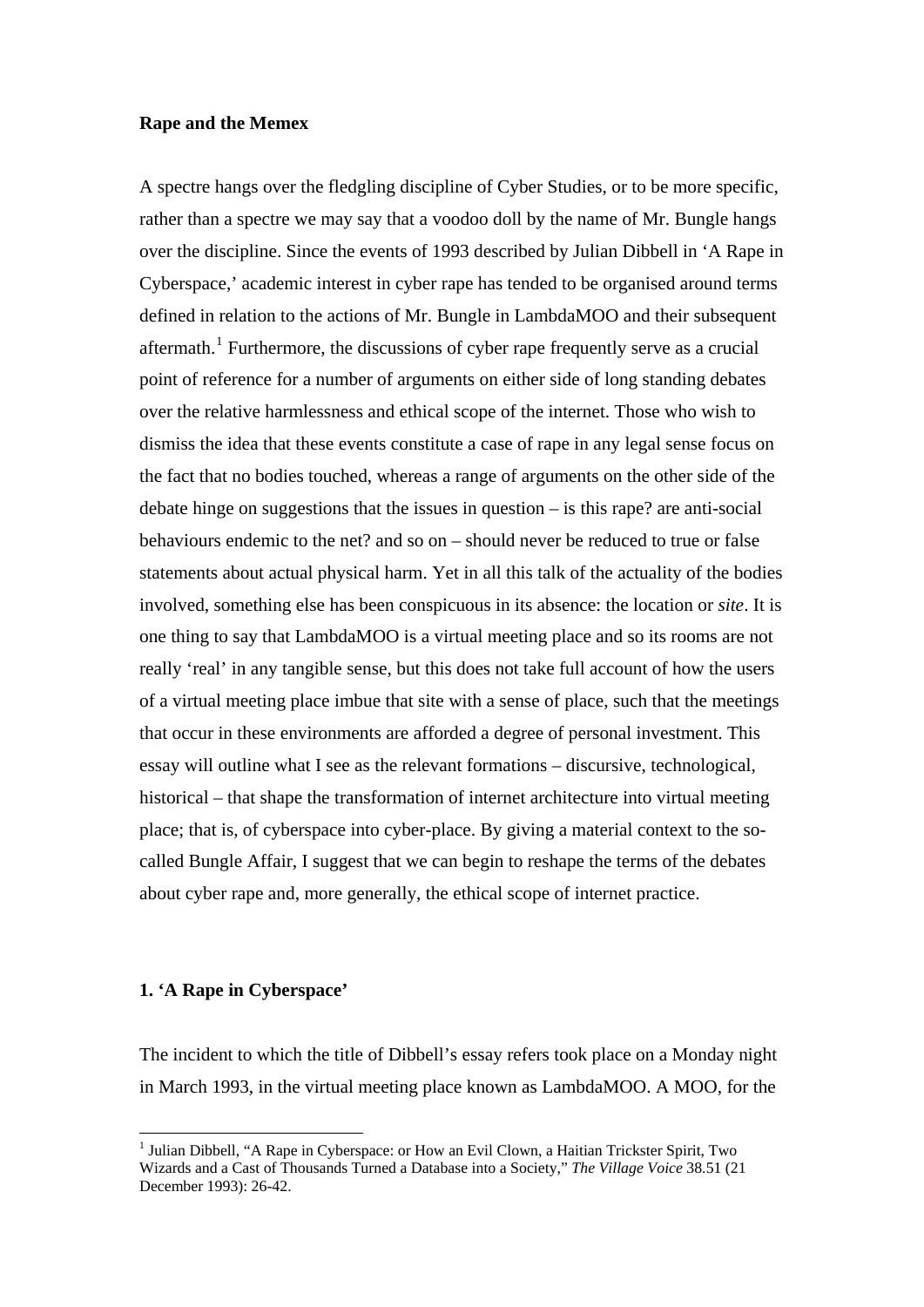# Rape and the Memex

A spectre hangs over the fledgling discipline of Cyber Studies, or to be more specific, rather than a spectre we may say that a voodoo doll by the name of Mr. Bungle hangs over the discipline. Since the events of 1993 described by Julian Dibbell in 'A Rape in Cyberspace,' academic interest in cyber rape has tended to be organised around terms defined in relation to the actions of Mr. Bungle in LambdaMOO and their subsequent aftermath.[1] Furthermore, the discussions of cyber rape frequently serve as a crucial point of reference for a number of arguments on either side of long standing debates over the relative harmlessness and ethical scope of the internet. Those who wish to dismiss the idea that these events constitute a case of rape in any legal sense focus on the fact that no bodies touched, whereas a range of arguments on the other side of the debate hinge on suggestions that the issues in question – is this rape? are anti-social behaviours endemic to the net? and so on – should never be reduced to true or false statements about actual physical harm. Yet in all this talk of the actuality of the bodies involved, something else has been conspicuous in its absence: the location or *site*. It is one thing to say that LambdaMOO is a virtual meeting place and so its rooms are not really 'real' in any tangible sense, but this does not take full account of how the users of a virtual meeting place imbue that site with a sense of place, such that the meetings that occur in these environments are afforded a degree of personal investment. This essay will outline what I see as the relevant formations – discursive, technological, historical – that shape the transformation of internet architecture into virtual meeting place; that is, of cyberspace into cyber-place. By giving a material context to the so-called Bungle Affair, I suggest that we can begin to reshape the terms of the debates about cyber rape and, more generally, the ethical scope of internet practice.

## 1. 'A Rape in Cyberspace'

The incident to which the title of Dibbell's essay refers took place on a Monday night in March 1993, in the virtual meeting place known as LambdaMOO. A MOO, for the

[1] Julian Dibbell, "A Rape in Cyberspace: or How an Evil Clown, a Haitian Trickster Spirit, Two Wizards and a Cast of Thousands Turned a Database into a Society," *The Village Voice* 38.51 (21 December 1993): 26-42.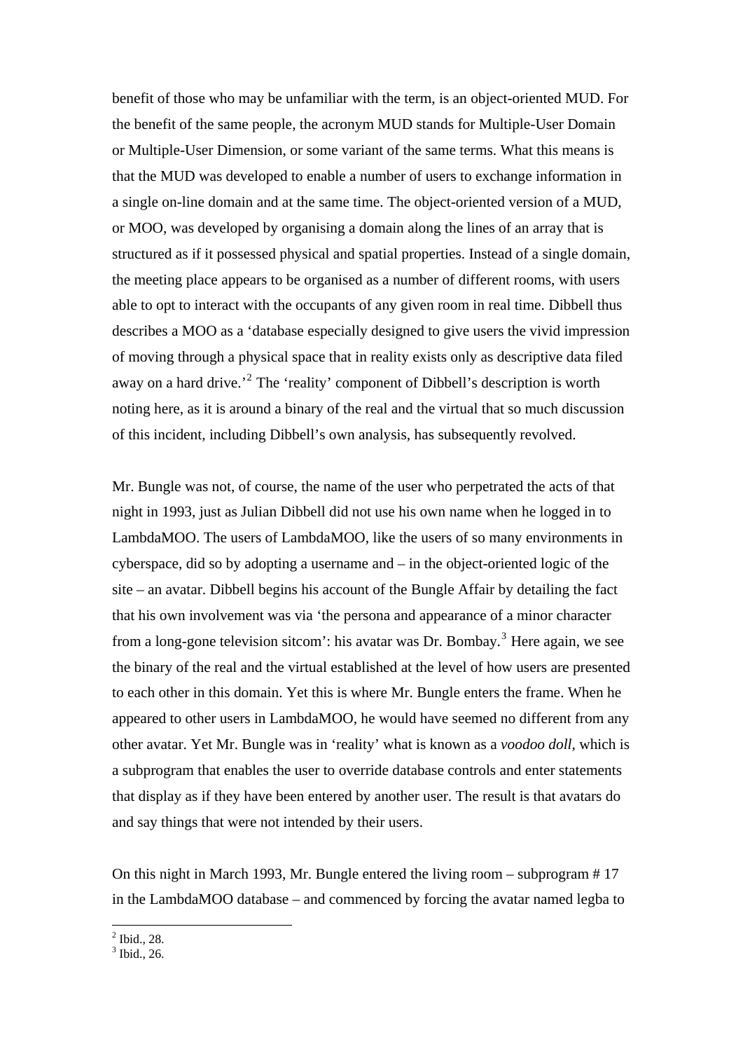benefit of those who may be unfamiliar with the term, is an object-oriented MUD. For the benefit of the same people, the acronym MUD stands for Multiple-User Domain or Multiple-User Dimension, or some variant of the same terms. What this means is that the MUD was developed to enable a number of users to exchange information in a single on-line domain and at the same time. The object-oriented version of a MUD, or MOO, was developed by organising a domain along the lines of an array that is structured as if it possessed physical and spatial properties. Instead of a single domain, the meeting place appears to be organised as a number of different rooms, with users able to opt to interact with the occupants of any given room in real time. Dibbell thus describes a MOO as a 'database especially designed to give users the vivid impression of moving through a physical space that in reality exists only as descriptive data filed away on a hard drive.'[2] The 'reality' component of Dibbell's description is worth noting here, as it is around a binary of the real and the virtual that so much discussion of this incident, including Dibbell's own analysis, has subsequently revolved.

Mr. Bungle was not, of course, the name of the user who perpetrated the acts of that night in 1993, just as Julian Dibbell did not use his own name when he logged in to LambdaMOO. The users of LambdaMOO, like the users of so many environments in cyberspace, did so by adopting a username and – in the object-oriented logic of the site – an avatar. Dibbell begins his account of the Bungle Affair by detailing the fact that his own involvement was via 'the persona and appearance of a minor character from a long-gone television sitcom': his avatar was Dr. Bombay.[3] Here again, we see the binary of the real and the virtual established at the level of how users are presented to each other in this domain. Yet this is where Mr. Bungle enters the frame. When he appeared to other users in LambdaMOO, he would have seemed no different from any other avatar. Yet Mr. Bungle was in 'reality' what is known as a *voodoo doll*, which is a subprogram that enables the user to override database controls and enter statements that display as if they have been entered by another user. The result is that avatars do and say things that were not intended by their users.

On this night in March 1993, Mr. Bungle entered the living room – subprogram # 17 in the LambdaMOO database – and commenced by forcing the avatar named legba to

---

[2] Ibid., 28.
[3] Ibid., 26.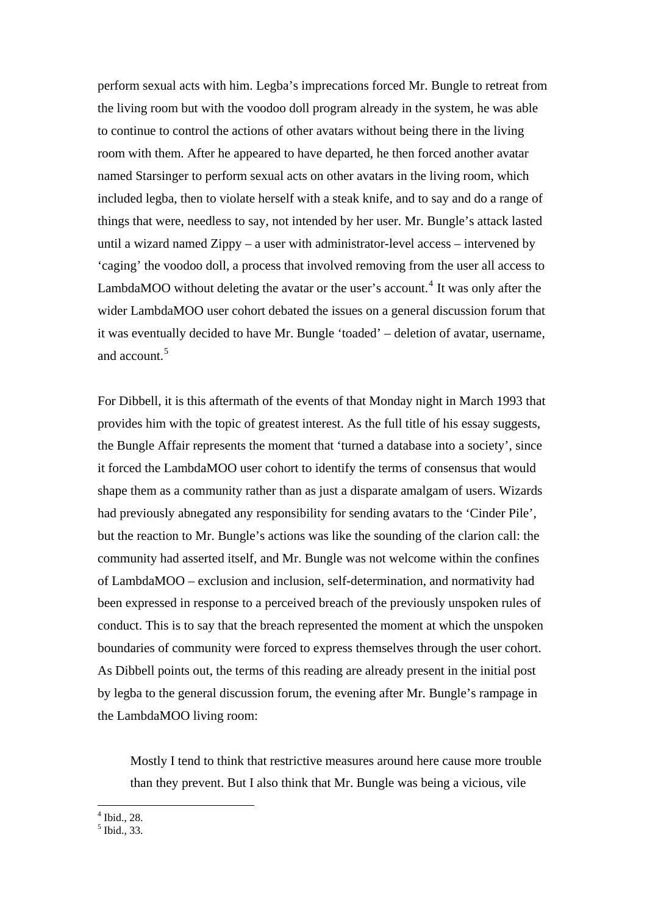perform sexual acts with him. Legba's imprecations forced Mr. Bungle to retreat from the living room but with the voodoo doll program already in the system, he was able to continue to control the actions of other avatars without being there in the living room with them. After he appeared to have departed, he then forced another avatar named Starsinger to perform sexual acts on other avatars in the living room, which included legba, then to violate herself with a steak knife, and to say and do a range of things that were, needless to say, not intended by her user. Mr. Bungle's attack lasted until a wizard named Zippy – a user with administrator-level access – intervened by 'caging' the voodoo doll, a process that involved removing from the user all access to LambdaMOO without deleting the avatar or the user's account.[4] It was only after the wider LambdaMOO user cohort debated the issues on a general discussion forum that it was eventually decided to have Mr. Bungle 'toaded' – deletion of avatar, username, and account.[5]

For Dibbell, it is this aftermath of the events of that Monday night in March 1993 that provides him with the topic of greatest interest. As the full title of his essay suggests, the Bungle Affair represents the moment that 'turned a database into a society', since it forced the LambdaMOO user cohort to identify the terms of consensus that would shape them as a community rather than as just a disparate amalgam of users. Wizards had previously abnegated any responsibility for sending avatars to the 'Cinder Pile', but the reaction to Mr. Bungle's actions was like the sounding of the clarion call: the community had asserted itself, and Mr. Bungle was not welcome within the confines of LambdaMOO – exclusion and inclusion, self-determination, and normativity had been expressed in response to a perceived breach of the previously unspoken rules of conduct. This is to say that the breach represented the moment at which the unspoken boundaries of community were forced to express themselves through the user cohort. As Dibbell points out, the terms of this reading are already present in the initial post by legba to the general discussion forum, the evening after Mr. Bungle's rampage in the LambdaMOO living room:

> Mostly I tend to think that restrictive measures around here cause more trouble than they prevent. But I also think that Mr. Bungle was being a vicious, vile

[4] Ibid., 28.
[5] Ibid., 33.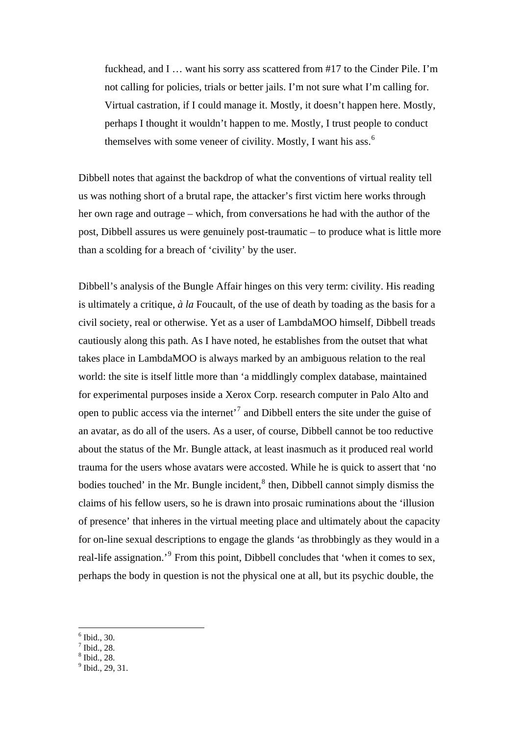> fuckhead, and I … want his sorry ass scattered from #17 to the Cinder Pile. I'm not calling for policies, trials or better jails. I'm not sure what I'm calling for. Virtual castration, if I could manage it. Mostly, it doesn't happen here. Mostly, perhaps I thought it wouldn't happen to me. Mostly, I trust people to conduct themselves with some veneer of civility. Mostly, I want his ass.[6]

Dibbell notes that against the backdrop of what the conventions of virtual reality tell us was nothing short of a brutal rape, the attacker's first victim here works through her own rage and outrage – which, from conversations he had with the author of the post, Dibbell assures us were genuinely post-traumatic – to produce what is little more than a scolding for a breach of 'civility' by the user.

Dibbell's analysis of the Bungle Affair hinges on this very term: civility. His reading is ultimately a critique, *à la* Foucault, of the use of death by toading as the basis for a civil society, real or otherwise. Yet as a user of LambdaMOO himself, Dibbell treads cautiously along this path. As I have noted, he establishes from the outset that what takes place in LambdaMOO is always marked by an ambiguous relation to the real world: the site is itself little more than 'a middlingly complex database, maintained for experimental purposes inside a Xerox Corp. research computer in Palo Alto and open to public access via the internet'[7] and Dibbell enters the site under the guise of an avatar, as do all of the users. As a user, of course, Dibbell cannot be too reductive about the status of the Mr. Bungle attack, at least inasmuch as it produced real world trauma for the users whose avatars were accosted. While he is quick to assert that 'no bodies touched' in the Mr. Bungle incident,[8] then, Dibbell cannot simply dismiss the claims of his fellow users, so he is drawn into prosaic ruminations about the 'illusion of presence' that inheres in the virtual meeting place and ultimately about the capacity for on-line sexual descriptions to engage the glands 'as throbbingly as they would in a real-life assignation.'[9] From this point, Dibbell concludes that 'when it comes to sex, perhaps the body in question is not the physical one at all, but its psychic double, the

---

[6] Ibid., 30.
[7] Ibid., 28.
[8] Ibid., 28.
[9] Ibid., 29, 31.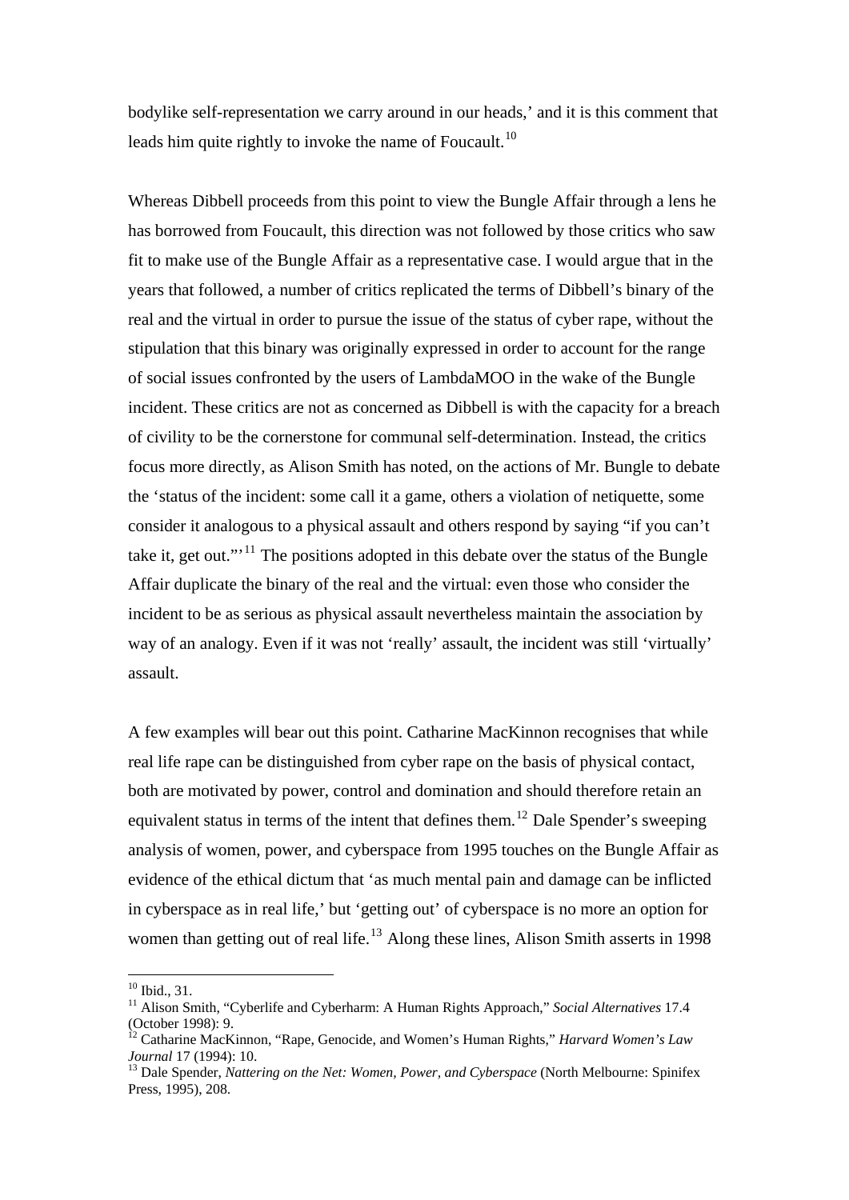bodylike self-representation we carry around in our heads,' and it is this comment that leads him quite rightly to invoke the name of Foucault.[10]

Whereas Dibbell proceeds from this point to view the Bungle Affair through a lens he has borrowed from Foucault, this direction was not followed by those critics who saw fit to make use of the Bungle Affair as a representative case. I would argue that in the years that followed, a number of critics replicated the terms of Dibbell's binary of the real and the virtual in order to pursue the issue of the status of cyber rape, without the stipulation that this binary was originally expressed in order to account for the range of social issues confronted by the users of LambdaMOO in the wake of the Bungle incident. These critics are not as concerned as Dibbell is with the capacity for a breach of civility to be the cornerstone for communal self-determination. Instead, the critics focus more directly, as Alison Smith has noted, on the actions of Mr. Bungle to debate the 'status of the incident: some call it a game, others a violation of netiquette, some consider it analogous to a physical assault and others respond by saying "if you can't take it, get out."'[11] The positions adopted in this debate over the status of the Bungle Affair duplicate the binary of the real and the virtual: even those who consider the incident to be as serious as physical assault nevertheless maintain the association by way of an analogy. Even if it was not 'really' assault, the incident was still 'virtually' assault.

A few examples will bear out this point. Catharine MacKinnon recognises that while real life rape can be distinguished from cyber rape on the basis of physical contact, both are motivated by power, control and domination and should therefore retain an equivalent status in terms of the intent that defines them.[12] Dale Spender's sweeping analysis of women, power, and cyberspace from 1995 touches on the Bungle Affair as evidence of the ethical dictum that 'as much mental pain and damage can be inflicted in cyberspace as in real life,' but 'getting out' of cyberspace is no more an option for women than getting out of real life.[13] Along these lines, Alison Smith asserts in 1998

---

[10] Ibid., 31.

[11] Alison Smith, "Cyberlife and Cyberharm: A Human Rights Approach," *Social Alternatives* 17.4 (October 1998): 9.

[12] Catharine MacKinnon, "Rape, Genocide, and Women's Human Rights," *Harvard Women's Law Journal* 17 (1994): 10.

[13] Dale Spender, *Nattering on the Net: Women, Power, and Cyberspace* (North Melbourne: Spinifex Press, 1995), 208.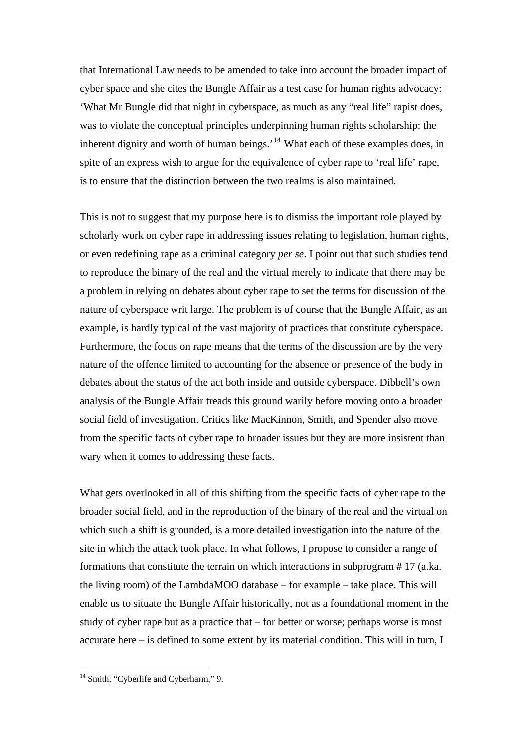that International Law needs to be amended to take into account the broader impact of cyber space and she cites the Bungle Affair as a test case for human rights advocacy: 'What Mr Bungle did that night in cyberspace, as much as any "real life" rapist does, was to violate the conceptual principles underpinning human rights scholarship: the inherent dignity and worth of human beings.'[14] What each of these examples does, in spite of an express wish to argue for the equivalence of cyber rape to 'real life' rape, is to ensure that the distinction between the two realms is also maintained.

This is not to suggest that my purpose here is to dismiss the important role played by scholarly work on cyber rape in addressing issues relating to legislation, human rights, or even redefining rape as a criminal category *per se*. I point out that such studies tend to reproduce the binary of the real and the virtual merely to indicate that there may be a problem in relying on debates about cyber rape to set the terms for discussion of the nature of cyberspace writ large. The problem is of course that the Bungle Affair, as an example, is hardly typical of the vast majority of practices that constitute cyberspace. Furthermore, the focus on rape means that the terms of the discussion are by the very nature of the offence limited to accounting for the absence or presence of the body in debates about the status of the act both inside and outside cyberspace. Dibbell's own analysis of the Bungle Affair treads this ground warily before moving onto a broader social field of investigation. Critics like MacKinnon, Smith, and Spender also move from the specific facts of cyber rape to broader issues but they are more insistent than wary when it comes to addressing these facts.

What gets overlooked in all of this shifting from the specific facts of cyber rape to the broader social field, and in the reproduction of the binary of the real and the virtual on which such a shift is grounded, is a more detailed investigation into the nature of the site in which the attack took place. In what follows, I propose to consider a range of formations that constitute the terrain on which interactions in subprogram # 17 (a.ka. the living room) of the LambdaMOO database – for example – take place. This will enable us to situate the Bungle Affair historically, not as a foundational moment in the study of cyber rape but as a practice that – for better or worse; perhaps worse is most accurate here – is defined to some extent by its material condition. This will in turn, I

[14] Smith, "Cyberlife and Cyberharm," 9.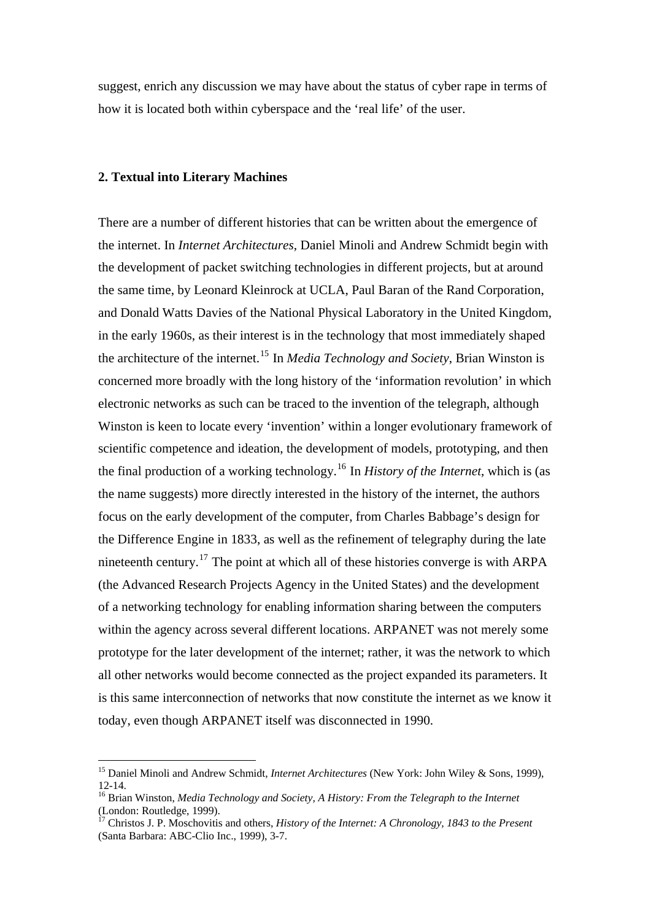suggest, enrich any discussion we may have about the status of cyber rape in terms of how it is located both within cyberspace and the 'real life' of the user.

## 2. Textual into Literary Machines

There are a number of different histories that can be written about the emergence of the internet. In *Internet Architectures*, Daniel Minoli and Andrew Schmidt begin with the development of packet switching technologies in different projects, but at around the same time, by Leonard Kleinrock at UCLA, Paul Baran of the Rand Corporation, and Donald Watts Davies of the National Physical Laboratory in the United Kingdom, in the early 1960s, as their interest is in the technology that most immediately shaped the architecture of the internet.[15] In *Media Technology and Society*, Brian Winston is concerned more broadly with the long history of the 'information revolution' in which electronic networks as such can be traced to the invention of the telegraph, although Winston is keen to locate every 'invention' within a longer evolutionary framework of scientific competence and ideation, the development of models, prototyping, and then the final production of a working technology.[16] In *History of the Internet*, which is (as the name suggests) more directly interested in the history of the internet, the authors focus on the early development of the computer, from Charles Babbage's design for the Difference Engine in 1833, as well as the refinement of telegraphy during the late nineteenth century.[17] The point at which all of these histories converge is with ARPA (the Advanced Research Projects Agency in the United States) and the development of a networking technology for enabling information sharing between the computers within the agency across several different locations. ARPANET was not merely some prototype for the later development of the internet; rather, it was the network to which all other networks would become connected as the project expanded its parameters. It is this same interconnection of networks that now constitute the internet as we know it today, even though ARPANET itself was disconnected in 1990.

---

[15] Daniel Minoli and Andrew Schmidt, *Internet Architectures* (New York: John Wiley & Sons, 1999), 12-14.

[16] Brian Winston, *Media Technology and Society, A History: From the Telegraph to the Internet* (London: Routledge, 1999).

[17] Christos J. P. Moschovitis and others, *History of the Internet: A Chronology, 1843 to the Present* (Santa Barbara: ABC-Clio Inc., 1999), 3-7.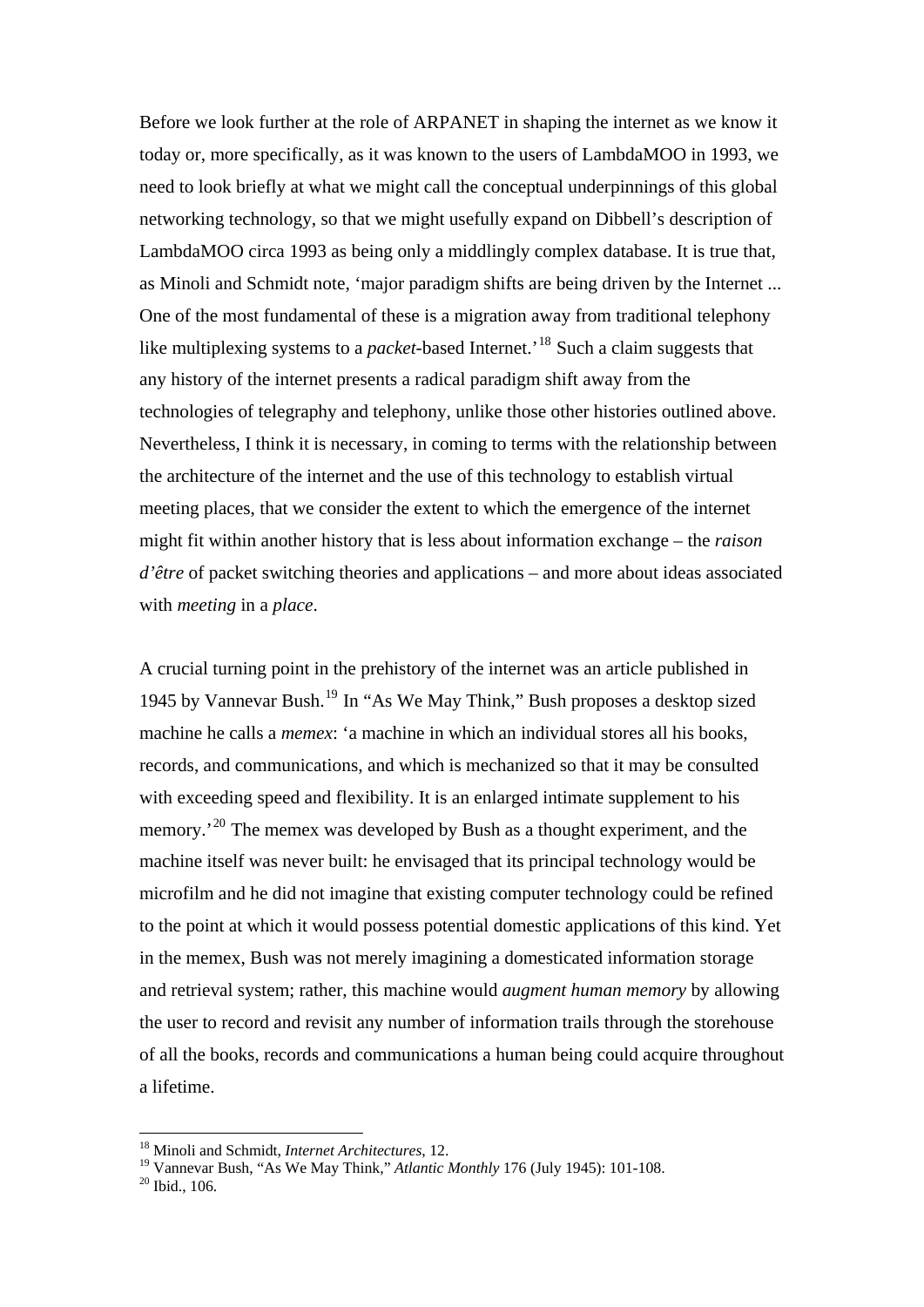Before we look further at the role of ARPANET in shaping the internet as we know it today or, more specifically, as it was known to the users of LambdaMOO in 1993, we need to look briefly at what we might call the conceptual underpinnings of this global networking technology, so that we might usefully expand on Dibbell's description of LambdaMOO circa 1993 as being only a middlingly complex database. It is true that, as Minoli and Schmidt note, 'major paradigm shifts are being driven by the Internet ... One of the most fundamental of these is a migration away from traditional telephony like multiplexing systems to a *packet*-based Internet.'[18] Such a claim suggests that any history of the internet presents a radical paradigm shift away from the technologies of telegraphy and telephony, unlike those other histories outlined above. Nevertheless, I think it is necessary, in coming to terms with the relationship between the architecture of the internet and the use of this technology to establish virtual meeting places, that we consider the extent to which the emergence of the internet might fit within another history that is less about information exchange – the *raison d'être* of packet switching theories and applications – and more about ideas associated with *meeting* in a *place*.

A crucial turning point in the prehistory of the internet was an article published in 1945 by Vannevar Bush.[19] In "As We May Think," Bush proposes a desktop sized machine he calls a *memex*: 'a machine in which an individual stores all his books, records, and communications, and which is mechanized so that it may be consulted with exceeding speed and flexibility. It is an enlarged intimate supplement to his memory.'[20] The memex was developed by Bush as a thought experiment, and the machine itself was never built: he envisaged that its principal technology would be microfilm and he did not imagine that existing computer technology could be refined to the point at which it would possess potential domestic applications of this kind. Yet in the memex, Bush was not merely imagining a domesticated information storage and retrieval system; rather, this machine would *augment human memory* by allowing the user to record and revisit any number of information trails through the storehouse of all the books, records and communications a human being could acquire throughout a lifetime.

[18] Minoli and Schmidt, *Internet Architectures*, 12.
[19] Vannevar Bush, "As We May Think," *Atlantic Monthly* 176 (July 1945): 101-108.
[20] Ibid., 106.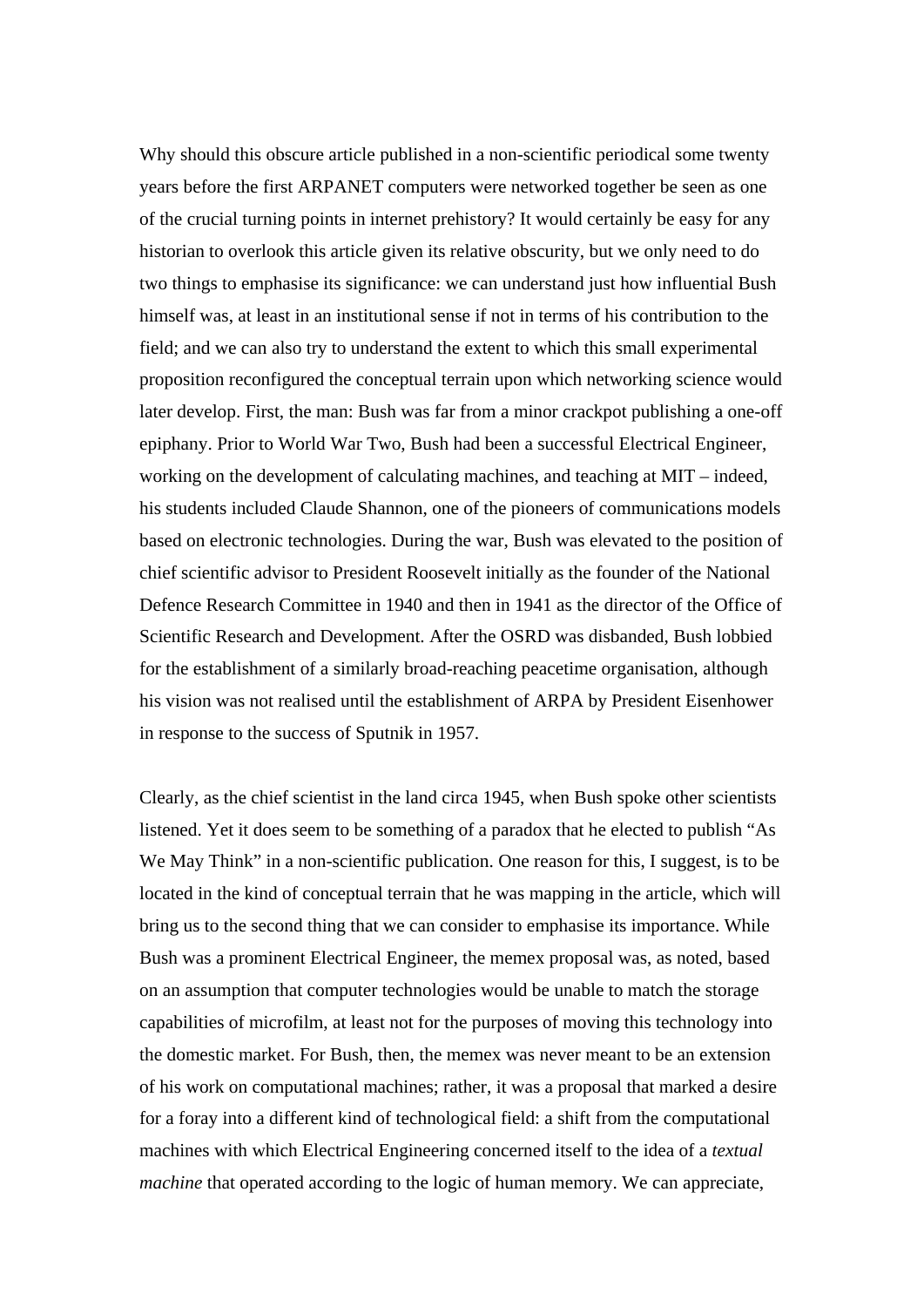Why should this obscure article published in a non-scientific periodical some twenty years before the first ARPANET computers were networked together be seen as one of the crucial turning points in internet prehistory? It would certainly be easy for any historian to overlook this article given its relative obscurity, but we only need to do two things to emphasise its significance: we can understand just how influential Bush himself was, at least in an institutional sense if not in terms of his contribution to the field; and we can also try to understand the extent to which this small experimental proposition reconfigured the conceptual terrain upon which networking science would later develop. First, the man: Bush was far from a minor crackpot publishing a one-off epiphany. Prior to World War Two, Bush had been a successful Electrical Engineer, working on the development of calculating machines, and teaching at MIT – indeed, his students included Claude Shannon, one of the pioneers of communications models based on electronic technologies. During the war, Bush was elevated to the position of chief scientific advisor to President Roosevelt initially as the founder of the National Defence Research Committee in 1940 and then in 1941 as the director of the Office of Scientific Research and Development. After the OSRD was disbanded, Bush lobbied for the establishment of a similarly broad-reaching peacetime organisation, although his vision was not realised until the establishment of ARPA by President Eisenhower in response to the success of Sputnik in 1957.

Clearly, as the chief scientist in the land circa 1945, when Bush spoke other scientists listened. Yet it does seem to be something of a paradox that he elected to publish "As We May Think" in a non-scientific publication. One reason for this, I suggest, is to be located in the kind of conceptual terrain that he was mapping in the article, which will bring us to the second thing that we can consider to emphasise its importance. While Bush was a prominent Electrical Engineer, the memex proposal was, as noted, based on an assumption that computer technologies would be unable to match the storage capabilities of microfilm, at least not for the purposes of moving this technology into the domestic market. For Bush, then, the memex was never meant to be an extension of his work on computational machines; rather, it was a proposal that marked a desire for a foray into a different kind of technological field: a shift from the computational machines with which Electrical Engineering concerned itself to the idea of a *textual machine* that operated according to the logic of human memory. We can appreciate,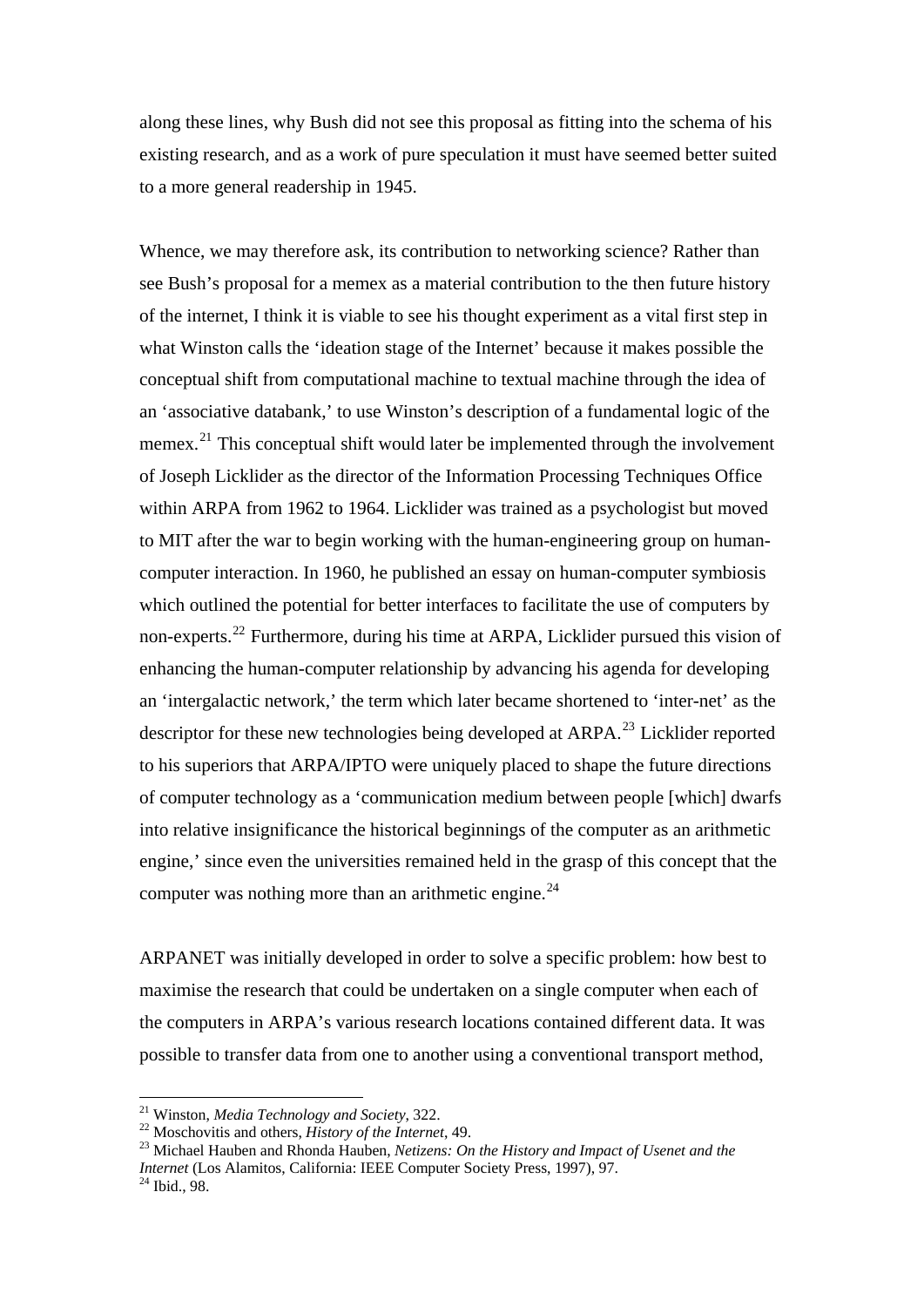along these lines, why Bush did not see this proposal as fitting into the schema of his existing research, and as a work of pure speculation it must have seemed better suited to a more general readership in 1945.

Whence, we may therefore ask, its contribution to networking science? Rather than see Bush's proposal for a memex as a material contribution to the then future history of the internet, I think it is viable to see his thought experiment as a vital first step in what Winston calls the 'ideation stage of the Internet' because it makes possible the conceptual shift from computational machine to textual machine through the idea of an 'associative databank,' to use Winston's description of a fundamental logic of the memex.[21] This conceptual shift would later be implemented through the involvement of Joseph Licklider as the director of the Information Processing Techniques Office within ARPA from 1962 to 1964. Licklider was trained as a psychologist but moved to MIT after the war to begin working with the human-engineering group on human-computer interaction. In 1960, he published an essay on human-computer symbiosis which outlined the potential for better interfaces to facilitate the use of computers by non-experts.[22] Furthermore, during his time at ARPA, Licklider pursued this vision of enhancing the human-computer relationship by advancing his agenda for developing an 'intergalactic network,' the term which later became shortened to 'inter-net' as the descriptor for these new technologies being developed at ARPA.[23] Licklider reported to his superiors that ARPA/IPTO were uniquely placed to shape the future directions of computer technology as a 'communication medium between people [which] dwarfs into relative insignificance the historical beginnings of the computer as an arithmetic engine,' since even the universities remained held in the grasp of this concept that the computer was nothing more than an arithmetic engine.[24]

ARPANET was initially developed in order to solve a specific problem: how best to maximise the research that could be undertaken on a single computer when each of the computers in ARPA's various research locations contained different data. It was possible to transfer data from one to another using a conventional transport method,

---

[21] Winston, *Media Technology and Society*, 322.

[22] Moschovitis and others, *History of the Internet*, 49.

[23] Michael Hauben and Rhonda Hauben, *Netizens: On the History and Impact of Usenet and the Internet* (Los Alamitos, California: IEEE Computer Society Press, 1997), 97.

[24] Ibid., 98.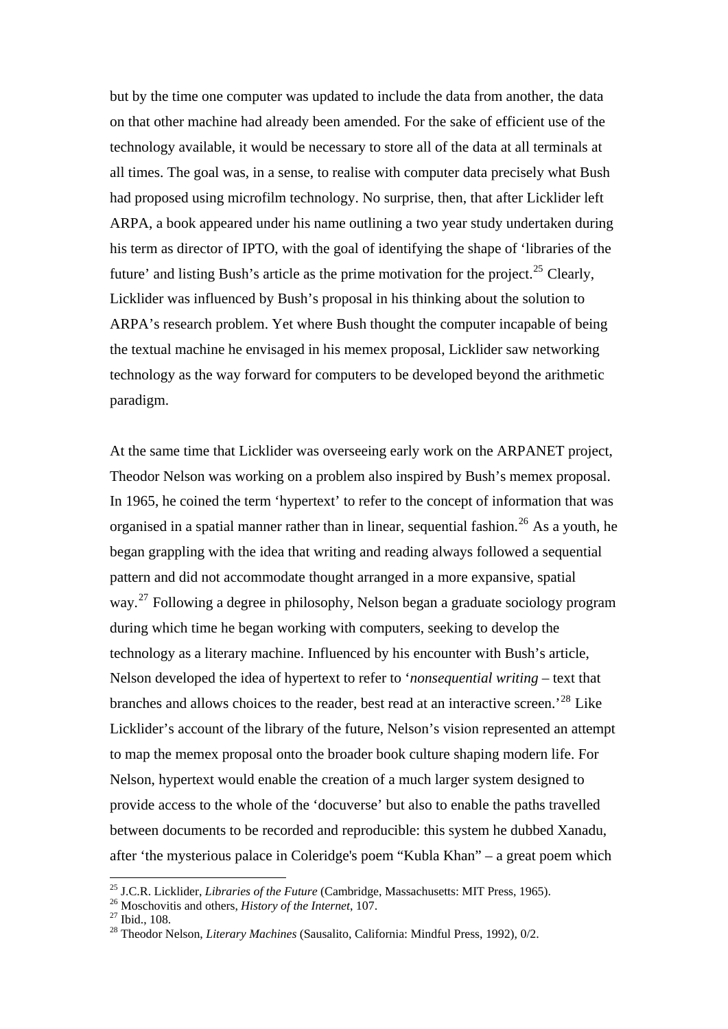but by the time one computer was updated to include the data from another, the data on that other machine had already been amended. For the sake of efficient use of the technology available, it would be necessary to store all of the data at all terminals at all times. The goal was, in a sense, to realise with computer data precisely what Bush had proposed using microfilm technology. No surprise, then, that after Licklider left ARPA, a book appeared under his name outlining a two year study undertaken during his term as director of IPTO, with the goal of identifying the shape of 'libraries of the future' and listing Bush's article as the prime motivation for the project.[25] Clearly, Licklider was influenced by Bush's proposal in his thinking about the solution to ARPA's research problem. Yet where Bush thought the computer incapable of being the textual machine he envisaged in his memex proposal, Licklider saw networking technology as the way forward for computers to be developed beyond the arithmetic paradigm.

At the same time that Licklider was overseeing early work on the ARPANET project, Theodor Nelson was working on a problem also inspired by Bush's memex proposal. In 1965, he coined the term 'hypertext' to refer to the concept of information that was organised in a spatial manner rather than in linear, sequential fashion.[26] As a youth, he began grappling with the idea that writing and reading always followed a sequential pattern and did not accommodate thought arranged in a more expansive, spatial way.[27] Following a degree in philosophy, Nelson began a graduate sociology program during which time he began working with computers, seeking to develop the technology as a literary machine. Influenced by his encounter with Bush's article, Nelson developed the idea of hypertext to refer to '*nonsequential writing* – text that branches and allows choices to the reader, best read at an interactive screen.'[28] Like Licklider's account of the library of the future, Nelson's vision represented an attempt to map the memex proposal onto the broader book culture shaping modern life. For Nelson, hypertext would enable the creation of a much larger system designed to provide access to the whole of the 'docuverse' but also to enable the paths travelled between documents to be recorded and reproducible: this system he dubbed Xanadu, after 'the mysterious palace in Coleridge's poem "Kubla Khan" – a great poem which

---

[25] J.C.R. Licklider, *Libraries of the Future* (Cambridge, Massachusetts: MIT Press, 1965).

[26] Moschovitis and others, *History of the Internet*, 107.

[27] Ibid., 108.

[28] Theodor Nelson, *Literary Machines* (Sausalito, California: Mindful Press, 1992), 0/2.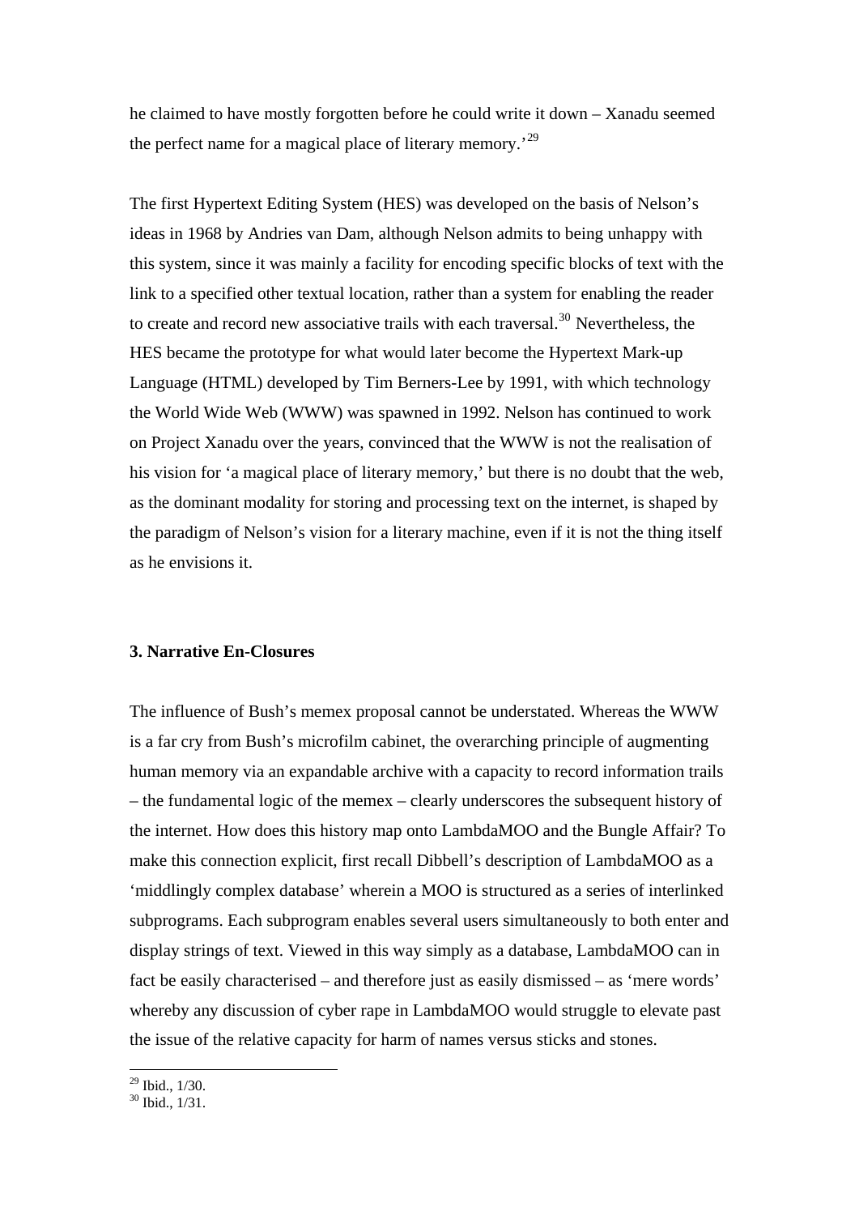he claimed to have mostly forgotten before he could write it down – Xanadu seemed the perfect name for a magical place of literary memory.'[29]

The first Hypertext Editing System (HES) was developed on the basis of Nelson's ideas in 1968 by Andries van Dam, although Nelson admits to being unhappy with this system, since it was mainly a facility for encoding specific blocks of text with the link to a specified other textual location, rather than a system for enabling the reader to create and record new associative trails with each traversal.[30] Nevertheless, the HES became the prototype for what would later become the Hypertext Mark-up Language (HTML) developed by Tim Berners-Lee by 1991, with which technology the World Wide Web (WWW) was spawned in 1992. Nelson has continued to work on Project Xanadu over the years, convinced that the WWW is not the realisation of his vision for 'a magical place of literary memory,' but there is no doubt that the web, as the dominant modality for storing and processing text on the internet, is shaped by the paradigm of Nelson's vision for a literary machine, even if it is not the thing itself as he envisions it.

### 3. Narrative En-Closures

The influence of Bush's memex proposal cannot be understated. Whereas the WWW is a far cry from Bush's microfilm cabinet, the overarching principle of augmenting human memory via an expandable archive with a capacity to record information trails – the fundamental logic of the memex – clearly underscores the subsequent history of the internet. How does this history map onto LambdaMOO and the Bungle Affair? To make this connection explicit, first recall Dibbell's description of LambdaMOO as a 'middlingly complex database' wherein a MOO is structured as a series of interlinked subprograms. Each subprogram enables several users simultaneously to both enter and display strings of text. Viewed in this way simply as a database, LambdaMOO can in fact be easily characterised – and therefore just as easily dismissed – as 'mere words' whereby any discussion of cyber rape in LambdaMOO would struggle to elevate past the issue of the relative capacity for harm of names versus sticks and stones.

[29] Ibid., 1/30.
[30] Ibid., 1/31.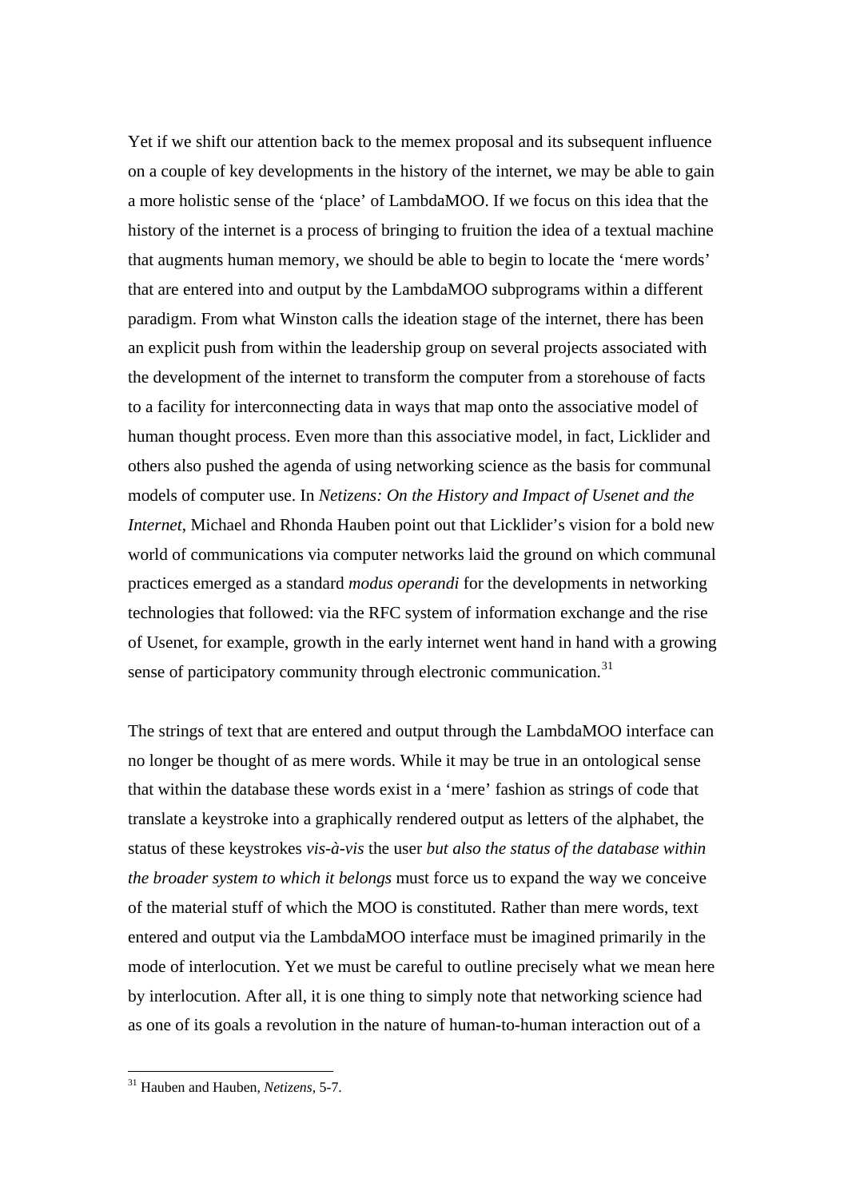Yet if we shift our attention back to the memex proposal and its subsequent influence on a couple of key developments in the history of the internet, we may be able to gain a more holistic sense of the 'place' of LambdaMOO. If we focus on this idea that the history of the internet is a process of bringing to fruition the idea of a textual machine that augments human memory, we should be able to begin to locate the 'mere words' that are entered into and output by the LambdaMOO subprograms within a different paradigm. From what Winston calls the ideation stage of the internet, there has been an explicit push from within the leadership group on several projects associated with the development of the internet to transform the computer from a storehouse of facts to a facility for interconnecting data in ways that map onto the associative model of human thought process. Even more than this associative model, in fact, Licklider and others also pushed the agenda of using networking science as the basis for communal models of computer use. In *Netizens: On the History and Impact of Usenet and the Internet*, Michael and Rhonda Hauben point out that Licklider's vision for a bold new world of communications via computer networks laid the ground on which communal practices emerged as a standard *modus operandi* for the developments in networking technologies that followed: via the RFC system of information exchange and the rise of Usenet, for example, growth in the early internet went hand in hand with a growing sense of participatory community through electronic communication.[31]

The strings of text that are entered and output through the LambdaMOO interface can no longer be thought of as mere words. While it may be true in an ontological sense that within the database these words exist in a 'mere' fashion as strings of code that translate a keystroke into a graphically rendered output as letters of the alphabet, the status of these keystrokes *vis-à-vis* the user *but also the status of the database within the broader system to which it belongs* must force us to expand the way we conceive of the material stuff of which the MOO is constituted. Rather than mere words, text entered and output via the LambdaMOO interface must be imagined primarily in the mode of interlocution. Yet we must be careful to outline precisely what we mean here by interlocution. After all, it is one thing to simply note that networking science had as one of its goals a revolution in the nature of human-to-human interaction out of a

[31] Hauben and Hauben, *Netizens*, 5-7.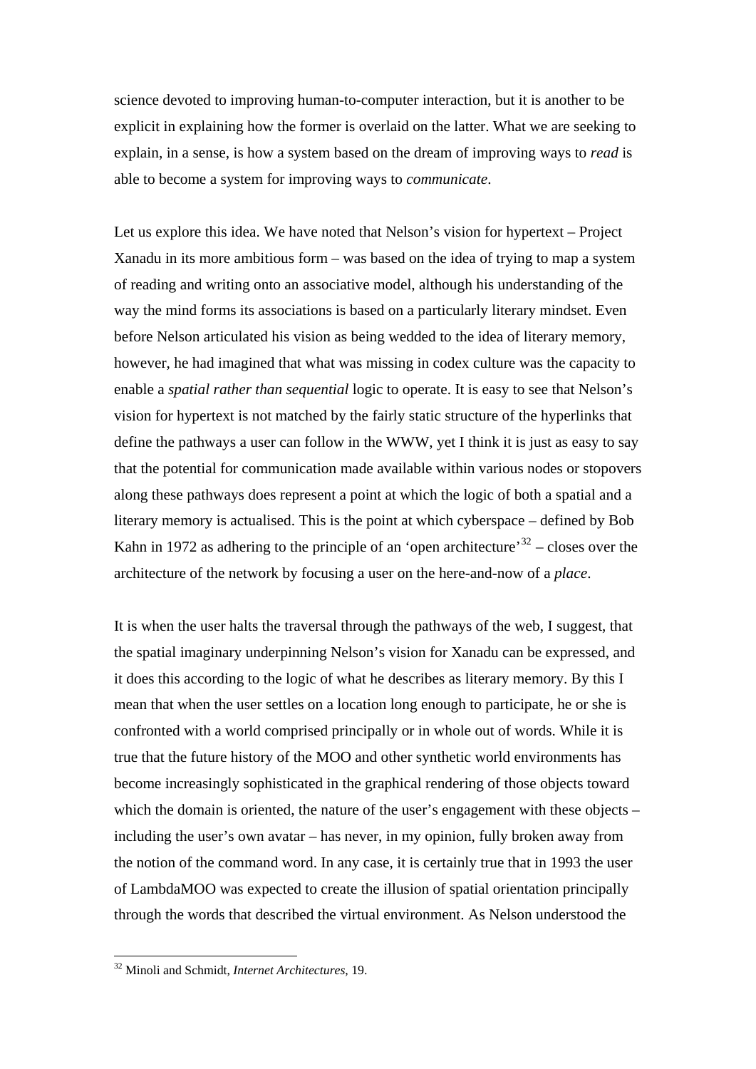science devoted to improving human-to-computer interaction, but it is another to be explicit in explaining how the former is overlaid on the latter. What we are seeking to explain, in a sense, is how a system based on the dream of improving ways to *read* is able to become a system for improving ways to *communicate*.

Let us explore this idea. We have noted that Nelson's vision for hypertext – Project Xanadu in its more ambitious form – was based on the idea of trying to map a system of reading and writing onto an associative model, although his understanding of the way the mind forms its associations is based on a particularly literary mindset. Even before Nelson articulated his vision as being wedded to the idea of literary memory, however, he had imagined that what was missing in codex culture was the capacity to enable a *spatial rather than sequential* logic to operate. It is easy to see that Nelson's vision for hypertext is not matched by the fairly static structure of the hyperlinks that define the pathways a user can follow in the WWW, yet I think it is just as easy to say that the potential for communication made available within various nodes or stopovers along these pathways does represent a point at which the logic of both a spatial and a literary memory is actualised. This is the point at which cyberspace – defined by Bob Kahn in 1972 as adhering to the principle of an 'open architecture'[32] – closes over the architecture of the network by focusing a user on the here-and-now of a *place*.

It is when the user halts the traversal through the pathways of the web, I suggest, that the spatial imaginary underpinning Nelson's vision for Xanadu can be expressed, and it does this according to the logic of what he describes as literary memory. By this I mean that when the user settles on a location long enough to participate, he or she is confronted with a world comprised principally or in whole out of words. While it is true that the future history of the MOO and other synthetic world environments has become increasingly sophisticated in the graphical rendering of those objects toward which the domain is oriented, the nature of the user's engagement with these objects – including the user's own avatar – has never, in my opinion, fully broken away from the notion of the command word. In any case, it is certainly true that in 1993 the user of LambdaMOO was expected to create the illusion of spatial orientation principally through the words that described the virtual environment. As Nelson understood the

[32] Minoli and Schmidt, *Internet Architectures*, 19.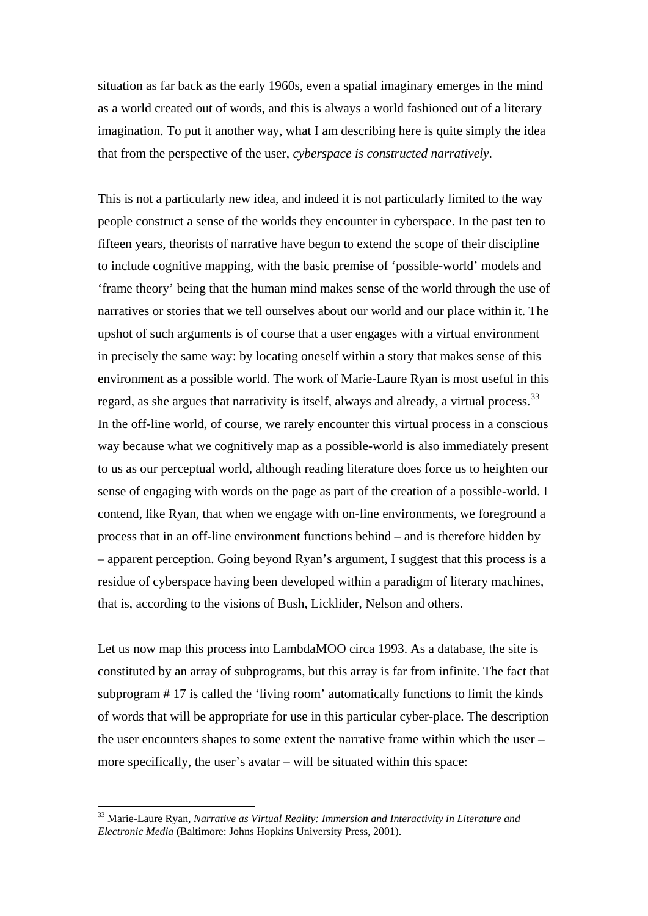situation as far back as the early 1960s, even a spatial imaginary emerges in the mind as a world created out of words, and this is always a world fashioned out of a literary imagination. To put it another way, what I am describing here is quite simply the idea that from the perspective of the user, *cyberspace is constructed narratively*.

This is not a particularly new idea, and indeed it is not particularly limited to the way people construct a sense of the worlds they encounter in cyberspace. In the past ten to fifteen years, theorists of narrative have begun to extend the scope of their discipline to include cognitive mapping, with the basic premise of 'possible-world' models and 'frame theory' being that the human mind makes sense of the world through the use of narratives or stories that we tell ourselves about our world and our place within it. The upshot of such arguments is of course that a user engages with a virtual environment in precisely the same way: by locating oneself within a story that makes sense of this environment as a possible world. The work of Marie-Laure Ryan is most useful in this regard, as she argues that narrativity is itself, always and already, a virtual process.[33] In the off-line world, of course, we rarely encounter this virtual process in a conscious way because what we cognitively map as a possible-world is also immediately present to us as our perceptual world, although reading literature does force us to heighten our sense of engaging with words on the page as part of the creation of a possible-world. I contend, like Ryan, that when we engage with on-line environments, we foreground a process that in an off-line environment functions behind – and is therefore hidden by – apparent perception. Going beyond Ryan's argument, I suggest that this process is a residue of cyberspace having been developed within a paradigm of literary machines, that is, according to the visions of Bush, Licklider, Nelson and others.

Let us now map this process into LambdaMOO circa 1993. As a database, the site is constituted by an array of subprograms, but this array is far from infinite. The fact that subprogram # 17 is called the 'living room' automatically functions to limit the kinds of words that will be appropriate for use in this particular cyber-place. The description the user encounters shapes to some extent the narrative frame within which the user – more specifically, the user's avatar – will be situated within this space:

---

[33] Marie-Laure Ryan, *Narrative as Virtual Reality: Immersion and Interactivity in Literature and Electronic Media* (Baltimore: Johns Hopkins University Press, 2001).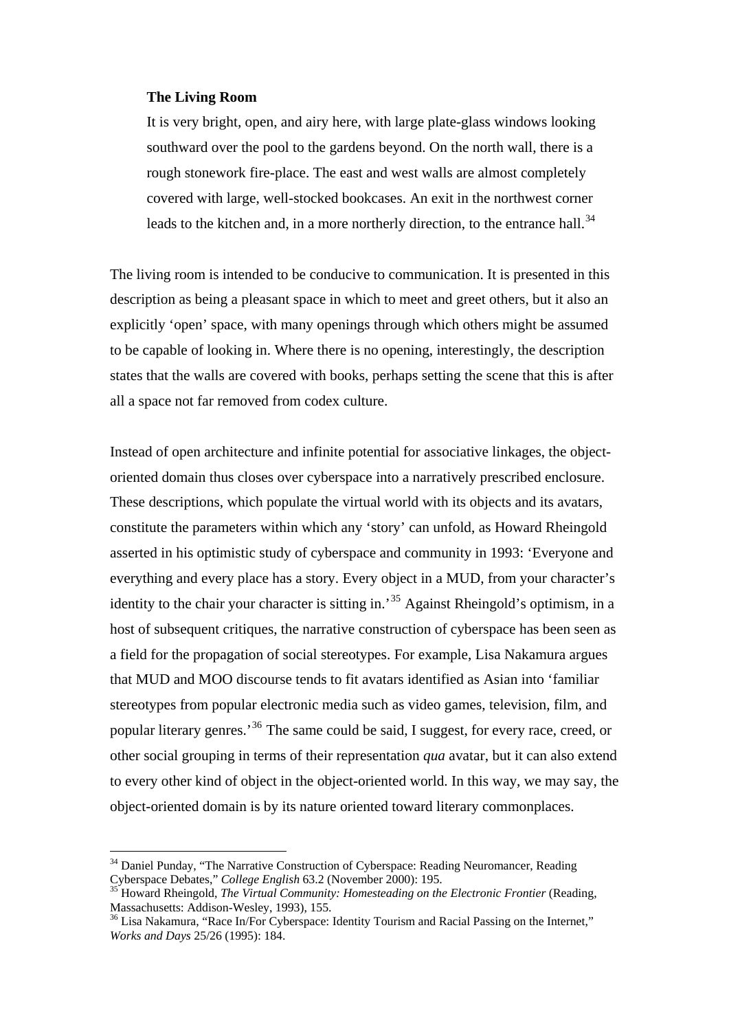> **The Living Room**
>
> It is very bright, open, and airy here, with large plate-glass windows looking southward over the pool to the gardens beyond. On the north wall, there is a rough stonework fire-place. The east and west walls are almost completely covered with large, well-stocked bookcases. An exit in the northwest corner leads to the kitchen and, in a more northerly direction, to the entrance hall.[34]

The living room is intended to be conducive to communication. It is presented in this description as being a pleasant space in which to meet and greet others, but it also an explicitly 'open' space, with many openings through which others might be assumed to be capable of looking in. Where there is no opening, interestingly, the description states that the walls are covered with books, perhaps setting the scene that this is after all a space not far removed from codex culture.

Instead of open architecture and infinite potential for associative linkages, the object-oriented domain thus closes over cyberspace into a narratively prescribed enclosure. These descriptions, which populate the virtual world with its objects and its avatars, constitute the parameters within which any 'story' can unfold, as Howard Rheingold asserted in his optimistic study of cyberspace and community in 1993: 'Everyone and everything and every place has a story. Every object in a MUD, from your character's identity to the chair your character is sitting in.'[35] Against Rheingold's optimism, in a host of subsequent critiques, the narrative construction of cyberspace has been seen as a field for the propagation of social stereotypes. For example, Lisa Nakamura argues that MUD and MOO discourse tends to fit avatars identified as Asian into 'familiar stereotypes from popular electronic media such as video games, television, film, and popular literary genres.'[36] The same could be said, I suggest, for every race, creed, or other social grouping in terms of their representation *qua* avatar, but it can also extend to every other kind of object in the object-oriented world. In this way, we may say, the object-oriented domain is by its nature oriented toward literary commonplaces.

---

[34] Daniel Punday, "The Narrative Construction of Cyberspace: Reading Neuromancer, Reading Cyberspace Debates," *College English* 63.2 (November 2000): 195.

[35] Howard Rheingold, *The Virtual Community: Homesteading on the Electronic Frontier* (Reading, Massachusetts: Addison-Wesley, 1993), 155.

[36] Lisa Nakamura, "Race In/For Cyberspace: Identity Tourism and Racial Passing on the Internet," *Works and Days* 25/26 (1995): 184.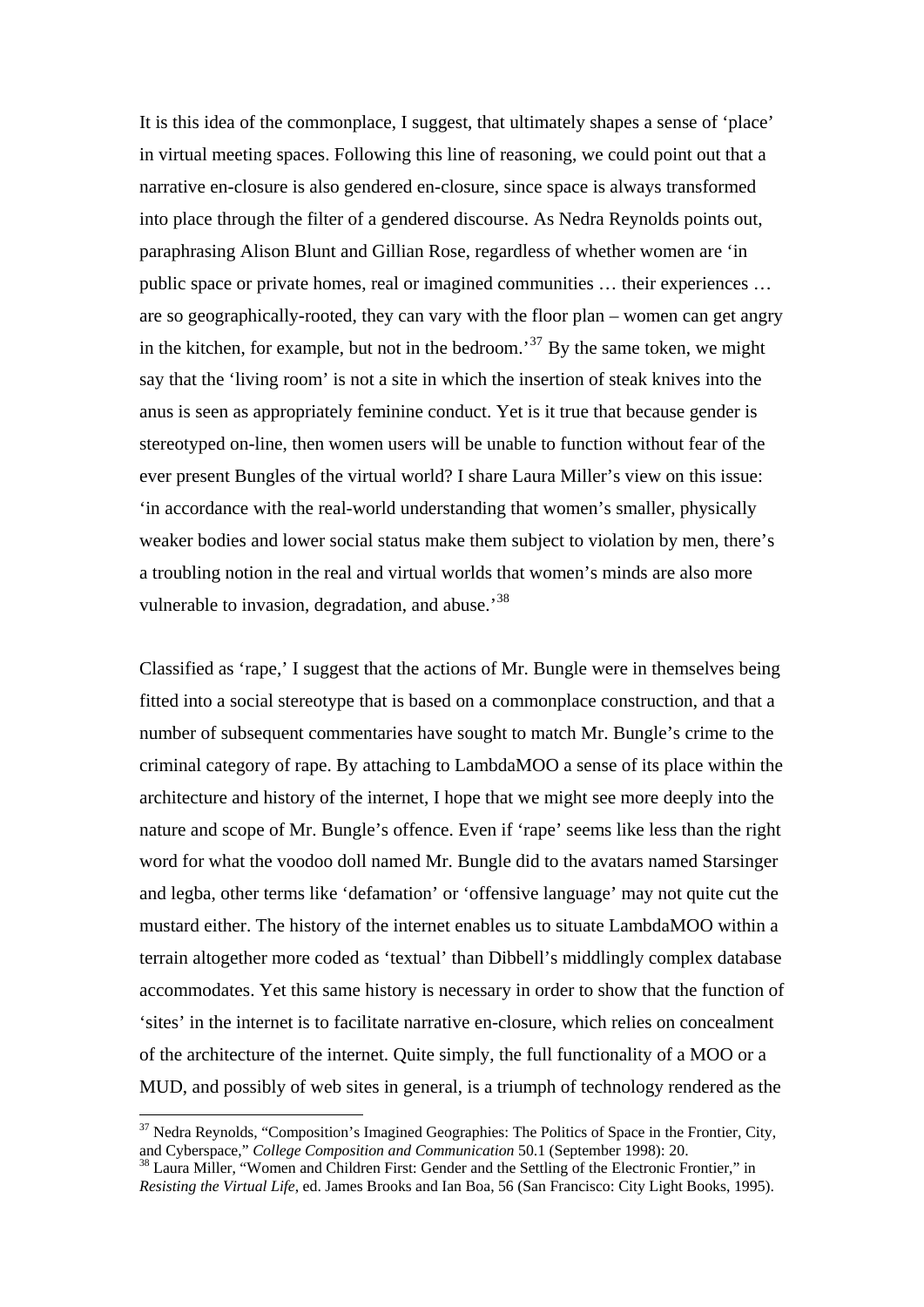It is this idea of the commonplace, I suggest, that ultimately shapes a sense of 'place' in virtual meeting spaces. Following this line of reasoning, we could point out that a narrative en-closure is also gendered en-closure, since space is always transformed into place through the filter of a gendered discourse. As Nedra Reynolds points out, paraphrasing Alison Blunt and Gillian Rose, regardless of whether women are 'in public space or private homes, real or imagined communities … their experiences … are so geographically-rooted, they can vary with the floor plan – women can get angry in the kitchen, for example, but not in the bedroom.'[37] By the same token, we might say that the 'living room' is not a site in which the insertion of steak knives into the anus is seen as appropriately feminine conduct. Yet is it true that because gender is stereotyped on-line, then women users will be unable to function without fear of the ever present Bungles of the virtual world? I share Laura Miller's view on this issue: 'in accordance with the real-world understanding that women's smaller, physically weaker bodies and lower social status make them subject to violation by men, there's a troubling notion in the real and virtual worlds that women's minds are also more vulnerable to invasion, degradation, and abuse.'[38]

Classified as 'rape,' I suggest that the actions of Mr. Bungle were in themselves being fitted into a social stereotype that is based on a commonplace construction, and that a number of subsequent commentaries have sought to match Mr. Bungle's crime to the criminal category of rape. By attaching to LambdaMOO a sense of its place within the architecture and history of the internet, I hope that we might see more deeply into the nature and scope of Mr. Bungle's offence. Even if 'rape' seems like less than the right word for what the voodoo doll named Mr. Bungle did to the avatars named Starsinger and legba, other terms like 'defamation' or 'offensive language' may not quite cut the mustard either. The history of the internet enables us to situate LambdaMOO within a terrain altogether more coded as 'textual' than Dibbell's middlingly complex database accommodates. Yet this same history is necessary in order to show that the function of 'sites' in the internet is to facilitate narrative en-closure, which relies on concealment of the architecture of the internet. Quite simply, the full functionality of a MOO or a MUD, and possibly of web sites in general, is a triumph of technology rendered as the

[37] Nedra Reynolds, "Composition's Imagined Geographies: The Politics of Space in the Frontier, City, and Cyberspace," *College Composition and Communication* 50.1 (September 1998): 20.

[38] Laura Miller, "Women and Children First: Gender and the Settling of the Electronic Frontier," in *Resisting the Virtual Life*, ed. James Brooks and Ian Boa, 56 (San Francisco: City Light Books, 1995).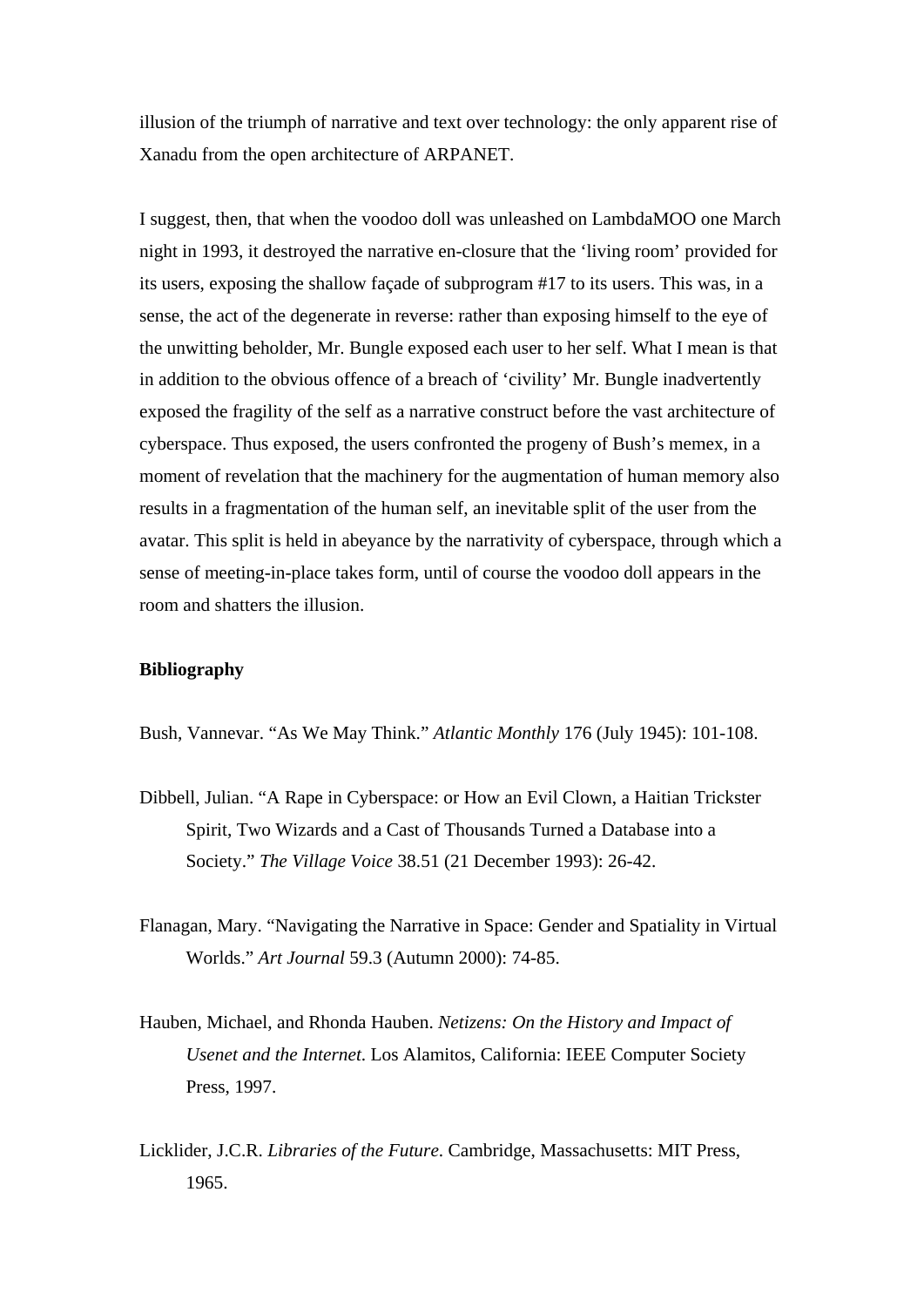illusion of the triumph of narrative and text over technology: the only apparent rise of Xanadu from the open architecture of ARPANET.

I suggest, then, that when the voodoo doll was unleashed on LambdaMOO one March night in 1993, it destroyed the narrative en-closure that the 'living room' provided for its users, exposing the shallow façade of subprogram #17 to its users. This was, in a sense, the act of the degenerate in reverse: rather than exposing himself to the eye of the unwitting beholder, Mr. Bungle exposed each user to her self. What I mean is that in addition to the obvious offence of a breach of 'civility' Mr. Bungle inadvertently exposed the fragility of the self as a narrative construct before the vast architecture of cyberspace. Thus exposed, the users confronted the progeny of Bush's memex, in a moment of revelation that the machinery for the augmentation of human memory also results in a fragmentation of the human self, an inevitable split of the user from the avatar. This split is held in abeyance by the narrativity of cyberspace, through which a sense of meeting-in-place takes form, until of course the voodoo doll appears in the room and shatters the illusion.

**Bibliography**

Bush, Vannevar. "As We May Think." *Atlantic Monthly* 176 (July 1945): 101-108.

Dibbell, Julian. "A Rape in Cyberspace: or How an Evil Clown, a Haitian Trickster Spirit, Two Wizards and a Cast of Thousands Turned a Database into a Society." *The Village Voice* 38.51 (21 December 1993): 26-42.

Flanagan, Mary. "Navigating the Narrative in Space: Gender and Spatiality in Virtual Worlds." *Art Journal* 59.3 (Autumn 2000): 74-85.

Hauben, Michael, and Rhonda Hauben. *Netizens: On the History and Impact of Usenet and the Internet*. Los Alamitos, California: IEEE Computer Society Press, 1997.

Licklider, J.C.R. *Libraries of the Future*. Cambridge, Massachusetts: MIT Press, 1965.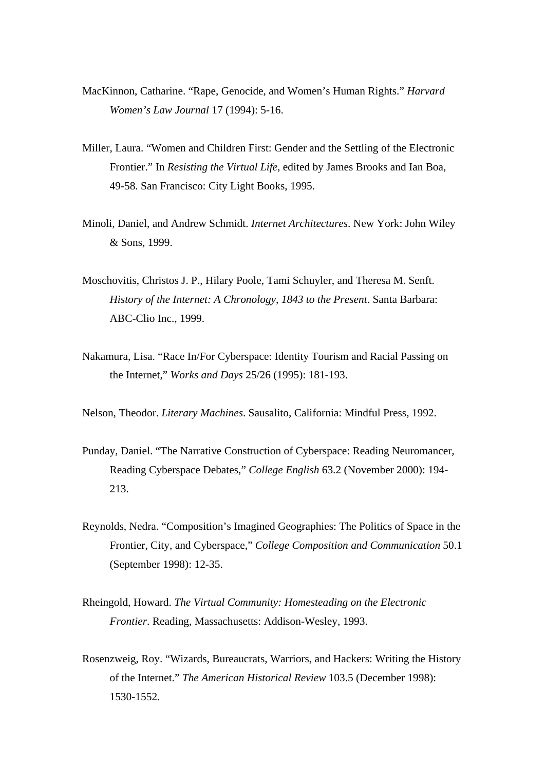MacKinnon, Catharine. “Rape, Genocide, and Women’s Human Rights.” *Harvard Women’s Law Journal* 17 (1994): 5-16.

Miller, Laura. “Women and Children First: Gender and the Settling of the Electronic Frontier.” In *Resisting the Virtual Life*, edited by James Brooks and Ian Boa, 49-58. San Francisco: City Light Books, 1995.

Minoli, Daniel, and Andrew Schmidt. *Internet Architectures*. New York: John Wiley & Sons, 1999.

Moschovitis, Christos J. P., Hilary Poole, Tami Schuyler, and Theresa M. Senft. *History of the Internet: A Chronology, 1843 to the Present*. Santa Barbara: ABC-Clio Inc., 1999.

Nakamura, Lisa. “Race In/For Cyberspace: Identity Tourism and Racial Passing on the Internet,” *Works and Days* 25/26 (1995): 181-193.

Nelson, Theodor. *Literary Machines*. Sausalito, California: Mindful Press, 1992.

Punday, Daniel. “The Narrative Construction of Cyberspace: Reading Neuromancer, Reading Cyberspace Debates,” *College English* 63.2 (November 2000): 194-213.

Reynolds, Nedra. “Composition’s Imagined Geographies: The Politics of Space in the Frontier, City, and Cyberspace,” *College Composition and Communication* 50.1 (September 1998): 12-35.

Rheingold, Howard. *The Virtual Community: Homesteading on the Electronic Frontier*. Reading, Massachusetts: Addison-Wesley, 1993.

Rosenzweig, Roy. “Wizards, Bureaucrats, Warriors, and Hackers: Writing the History of the Internet.” *The American Historical Review* 103.5 (December 1998): 1530-1552.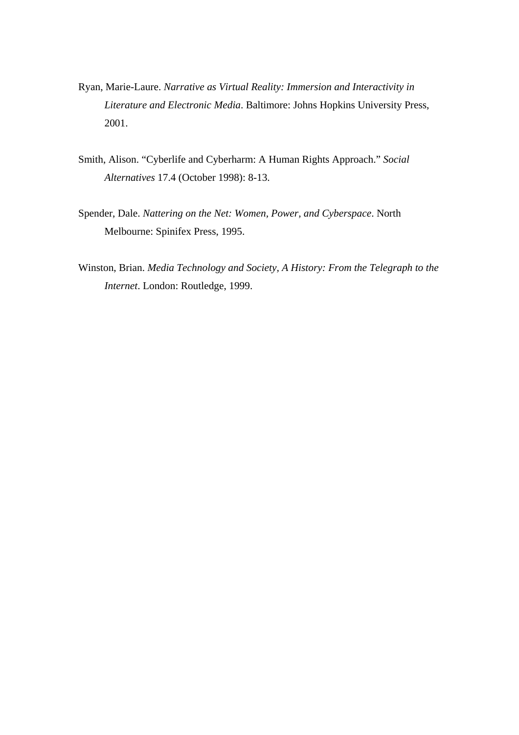Ryan, Marie-Laure. *Narrative as Virtual Reality: Immersion and Interactivity in Literature and Electronic Media*. Baltimore: Johns Hopkins University Press, 2001.

Smith, Alison. "Cyberlife and Cyberharm: A Human Rights Approach." *Social Alternatives* 17.4 (October 1998): 8-13.

Spender, Dale. *Nattering on the Net: Women, Power, and Cyberspace*. North Melbourne: Spinifex Press, 1995.

Winston, Brian. *Media Technology and Society, A History: From the Telegraph to the Internet*. London: Routledge, 1999.